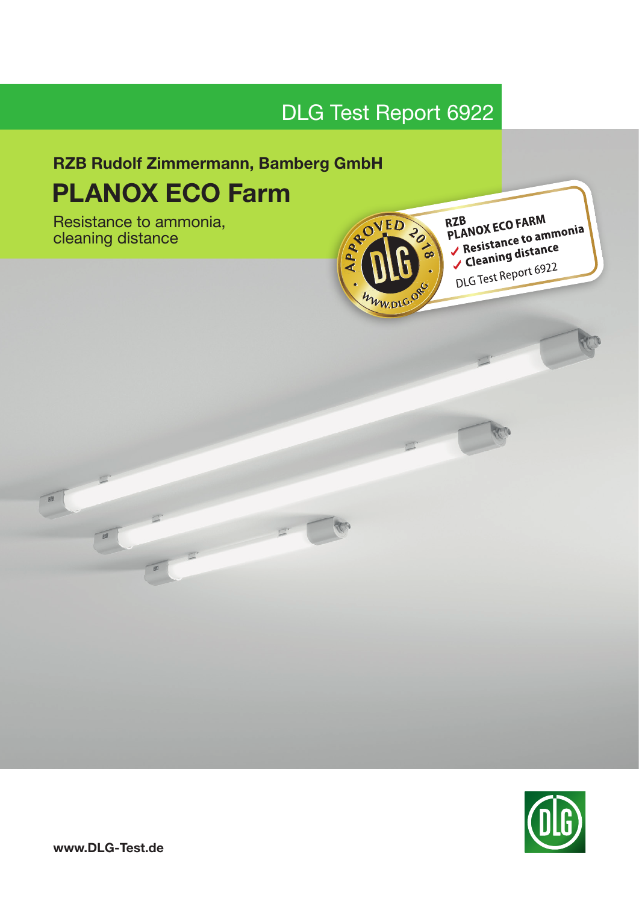DLG Test Report 6922

**RZB Rudolf Zimmermann, Bamberg GmbH**

# PLANOX ECO Farm

Resistance to ammonia,
cleaning distance

APPROVED 2018 · DLG · WWW.DLG.ORG

RZB
PLANOX ECO FARM
✓ Resistance to ammonia
✓ Cleaning distance
DLG Test Report 6922

**www.DLG-Test.de**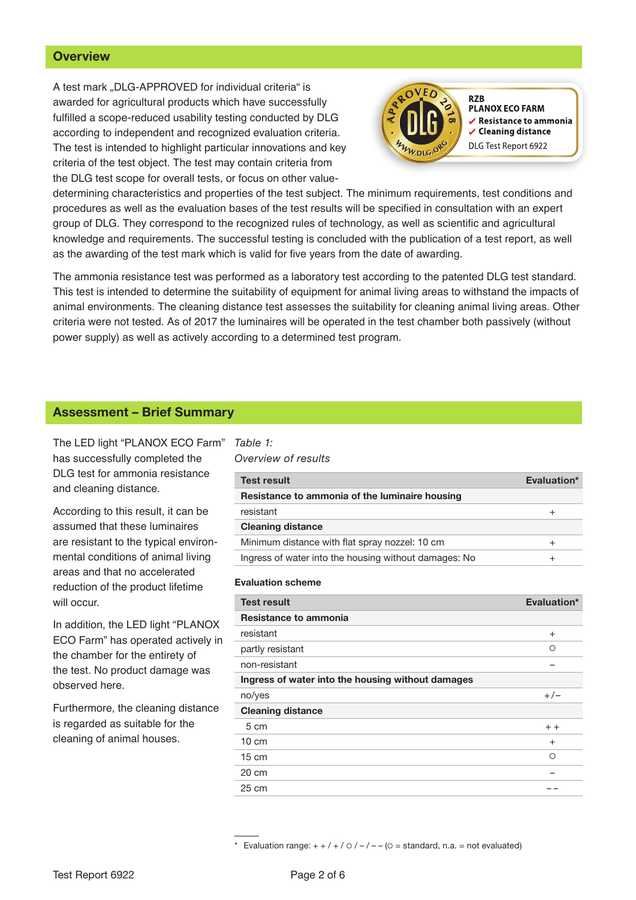## Overview

A test mark „DLG-APPROVED for individual criteria" is awarded for agricultural products which have successfully fulfilled a scope-reduced usability testing conducted by DLG according to independent and recognized evaluation criteria. The test is intended to highlight particular innovations and key criteria of the test object. The test may contain criteria from the DLG test scope for overall tests, or focus on other value-determining characteristics and properties of the test subject. The minimum requirements, test conditions and procedures as well as the evaluation bases of the test results will be specified in consultation with an expert group of DLG. They correspond to the recognized rules of technology, as well as scientific and agricultural knowledge and requirements. The successful testing is concluded with the publication of a test report, as well as the awarding of the test mark which is valid for five years from the date of awarding.

APPROVED 2018 DLG WWW.DLG.ORG

**RZB**
**PLANOX ECO FARM**
✔ **Resistance to ammonia**
✔ **Cleaning distance**
DLG Test Report 6922

The ammonia resistance test was performed as a laboratory test according to the patented DLG test standard. This test is intended to determine the suitability of equipment for animal living areas to withstand the impacts of animal environments. The cleaning distance test assesses the suitability for cleaning animal living areas. Other criteria were not tested. As of 2017 the luminaires will be operated in the test chamber both passively (without power supply) as well as actively according to a determined test program.

## Assessment – Brief Summary

The LED light "PLANOX ECO Farm" has successfully completed the DLG test for ammonia resistance and cleaning distance.

According to this result, it can be assumed that these luminaires are resistant to the typical environmental conditions of animal living areas and that no accelerated reduction of the product lifetime will occur.

In addition, the LED light "PLANOX ECO Farm" has operated actively in the chamber for the entirety of the test. No product damage was observed here.

Furthermore, the cleaning distance is regarded as suitable for the cleaning of animal houses.

*Table 1:*
*Overview of results*

| Test result | Evaluation* |
|---|---|
| **Resistance to ammonia of the luminaire housing** | |
| resistant | + |
| **Cleaning distance** | |
| Minimum distance with flat spray nozzel: 10 cm | + |
| Ingress of water into the housing without damages: No | + |

**Evaluation scheme**

| Test result | Evaluation* |
|---|---|
| **Resistance to ammonia** | |
| resistant | + |
| partly resistant | ○ |
| non-resistant | – |
| **Ingress of water into the housing without damages** | |
| no/yes | +/– |
| **Cleaning distance** | |
| 5 cm | + + |
| 10 cm | + |
| 15 cm | ○ |
| 20 cm | – |
| 25 cm | – – |

\* Evaluation range: + + / + / ○ / – / – – (○ = standard, n.a. = not evaluated)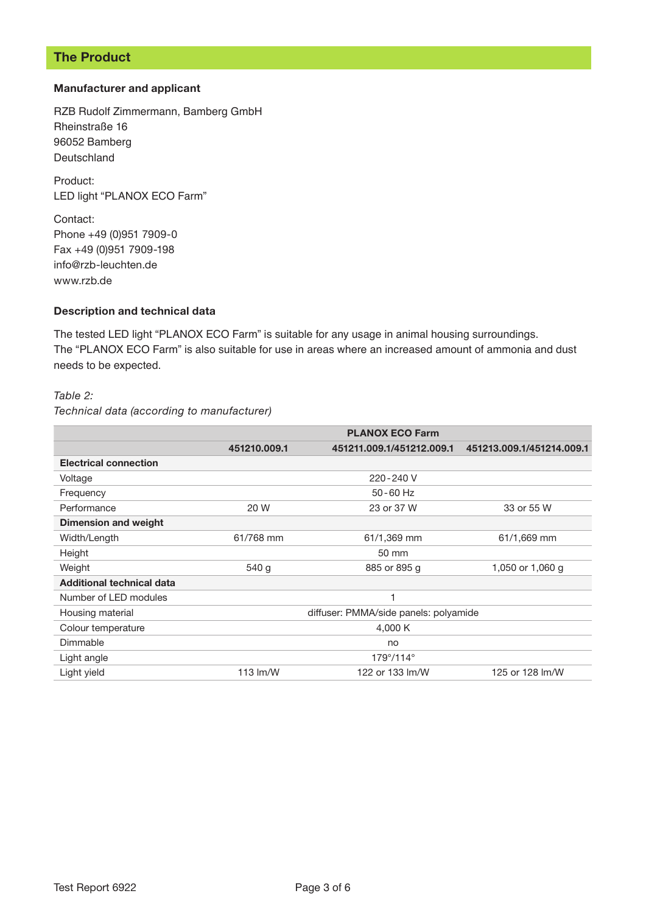## The Product

### Manufacturer and applicant

RZB Rudolf Zimmermann, Bamberg GmbH
Rheinstraße 16
96052 Bamberg
Deutschland

Product:
LED light "PLANOX ECO Farm"

Contact:
Phone +49 (0)951 7909-0
Fax +49 (0)951 7909-198
info@rzb-leuchten.de
www.rzb.de

### Description and technical data

The tested LED light "PLANOX ECO Farm" is suitable for any usage in animal housing surroundings.
The "PLANOX ECO Farm" is also suitable for use in areas where an increased amount of ammonia and dust needs to be expected.

*Table 2:*
*Technical data (according to manufacturer)*

| | PLANOX ECO Farm | | |
|---|---|---|---|
| | **451210.009.1** | **451211.009.1/451212.009.1** | **451213.009.1/451214.009.1** |
| **Electrical connection** | | | |
| Voltage | 220 - 240 V | | |
| Frequency | 50 - 60 Hz | | |
| Performance | 20 W | 23 or 37 W | 33 or 55 W |
| **Dimension and weight** | | | |
| Width/Length | 61/768 mm | 61/1,369 mm | 61/1,669 mm |
| Height | 50 mm | | |
| Weight | 540 g | 885 or 895 g | 1,050 or 1,060 g |
| **Additional technical data** | | | |
| Number of LED modules | 1 | | |
| Housing material | diffuser: PMMA/side panels: polyamide | | |
| Colour temperature | 4,000 K | | |
| Dimmable | no | | |
| Light angle | 179°/114° | | |
| Light yield | 113 lm/W | 122 or 133 lm/W | 125 or 128 lm/W |

Test Report 6922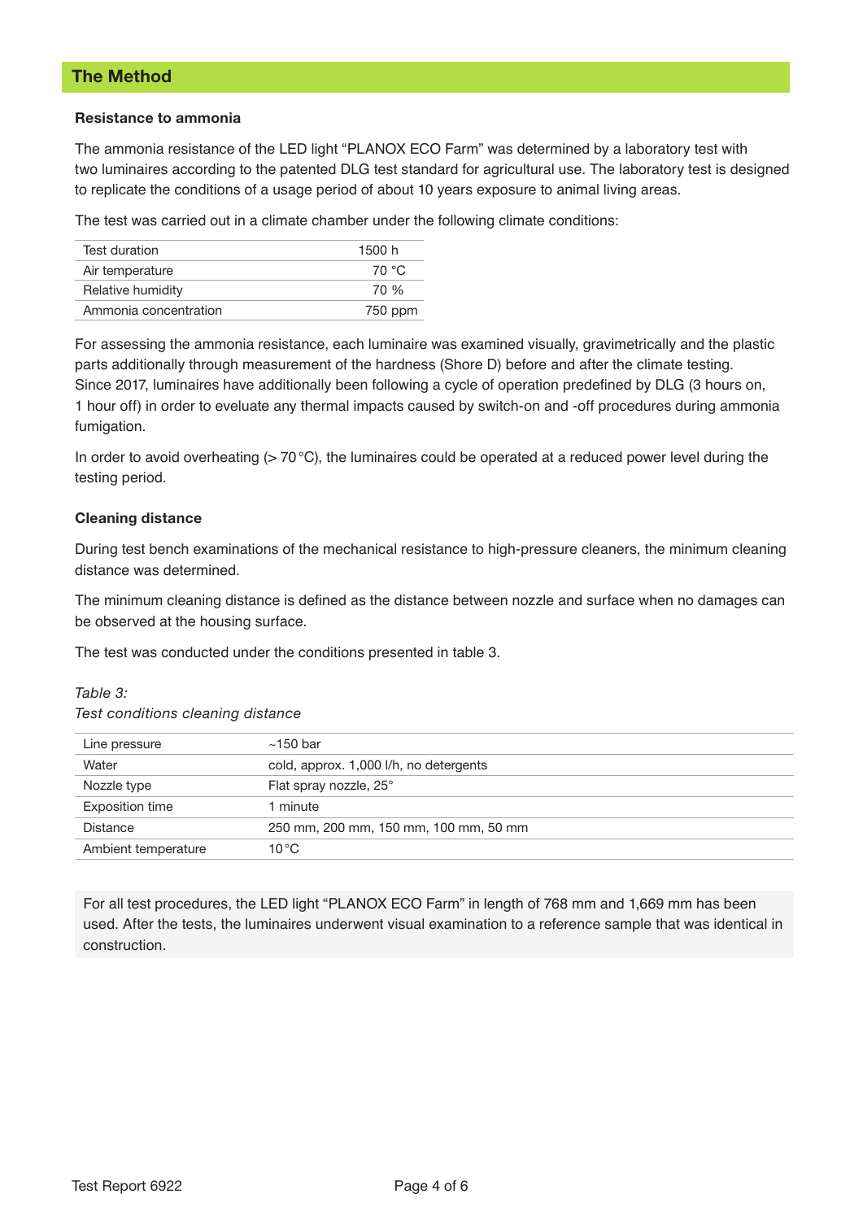## The Method

### Resistance to ammonia

The ammonia resistance of the LED light "PLANOX ECO Farm" was determined by a laboratory test with two luminaires according to the patented DLG test standard for agricultural use. The laboratory test is designed to replicate the conditions of a usage period of about 10 years exposure to animal living areas.

The test was carried out in a climate chamber under the following climate conditions:

| | |
|---|---|
| Test duration | 1500 h |
| Air temperature | 70 °C |
| Relative humidity | 70 % |
| Ammonia concentration | 750 ppm |

For assessing the ammonia resistance, each luminaire was examined visually, gravimetrically and the plastic parts additionally through measurement of the hardness (Shore D) before and after the climate testing. Since 2017, luminaires have additionally been following a cycle of operation predefined by DLG (3 hours on, 1 hour off) in order to eveluate any thermal impacts caused by switch-on and -off procedures during ammonia fumigation.

In order to avoid overheating (> 70 °C), the luminaires could be operated at a reduced power level during the testing period.

### Cleaning distance

During test bench examinations of the mechanical resistance to high-pressure cleaners, the minimum cleaning distance was determined.

The minimum cleaning distance is defined as the distance between nozzle and surface when no damages can be observed at the housing surface.

The test was conducted under the conditions presented in table 3.

*Table 3:*
*Test conditions cleaning distance*

| | |
|---|---|
| Line pressure | ~150 bar |
| Water | cold, approx. 1,000 l/h, no detergents |
| Nozzle type | Flat spray nozzle, 25° |
| Exposition time | 1 minute |
| Distance | 250 mm, 200 mm, 150 mm, 100 mm, 50 mm |
| Ambient temperature | 10 °C |

For all test procedures, the LED light "PLANOX ECO Farm" in length of 768 mm and 1,669 mm has been used. After the tests, the luminaires underwent visual examination to a reference sample that was identical in construction.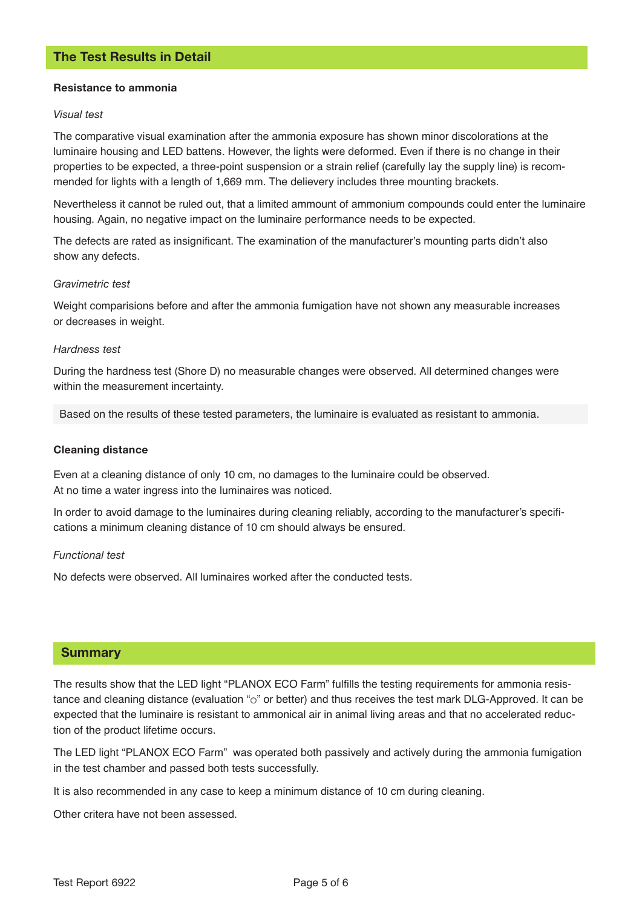## The Test Results in Detail

**Resistance to ammonia**

*Visual test*

The comparative visual examination after the ammonia exposure has shown minor discolorations at the luminaire housing and LED battens. However, the lights were deformed. Even if there is no change in their properties to be expected, a three-point suspension or a strain relief (carefully lay the supply line) is recommended for lights with a length of 1,669 mm. The delievery includes three mounting brackets.

Nevertheless it cannot be ruled out, that a limited ammount of ammonium compounds could enter the luminaire housing. Again, no negative impact on the luminaire performance needs to be expected.

The defects are rated as insignificant. The examination of the manufacturer's mounting parts didn't also show any defects.

*Gravimetric test*

Weight comparisions before and after the ammonia fumigation have not shown any measurable increases or decreases in weight.

*Hardness test*

During the hardness test (Shore D) no measurable changes were observed. All determined changes were within the measurement incertainty.

Based on the results of these tested parameters, the luminaire is evaluated as resistant to ammonia.

**Cleaning distance**

Even at a cleaning distance of only 10 cm, no damages to the luminaire could be observed.
At no time a water ingress into the luminaires was noticed.

In order to avoid damage to the luminaires during cleaning reliably, according to the manufacturer's specifications a minimum cleaning distance of 10 cm should always be ensured.

*Functional test*

No defects were observed. All luminaires worked after the conducted tests.

## Summary

The results show that the LED light "PLANOX ECO Farm" fulfills the testing requirements for ammonia resistance and cleaning distance (evaluation "○" or better) and thus receives the test mark DLG-Approved. It can be expected that the luminaire is resistant to ammonical air in animal living areas and that no accelerated reduction of the product lifetime occurs.

The LED light "PLANOX ECO Farm" was operated both passively and actively during the ammonia fumigation in the test chamber and passed both tests successfully.

It is also recommended in any case to keep a minimum distance of 10 cm during cleaning.

Other critera have not been assessed.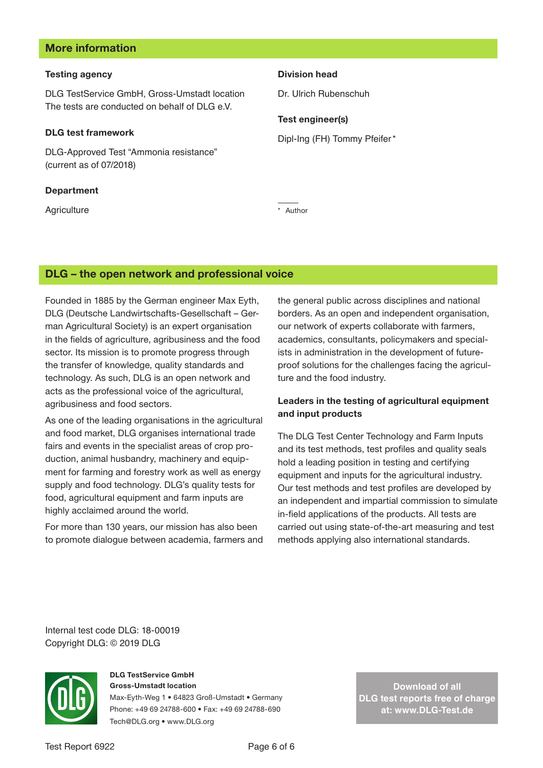## More information

**Testing agency**

DLG TestService GmbH, Gross-Umstadt location
The tests are conducted on behalf of DLG e.V.

**DLG test framework**

DLG-Approved Test "Ammonia resistance"
(current as of 07/2018)

**Department**

Agriculture

**Division head**

Dr. Ulrich Rubenschuh

**Test engineer(s)**

Dipl-Ing (FH) Tommy Pfeifer*

\* Author

## DLG – the open network and professional voice

Founded in 1885 by the German engineer Max Eyth, DLG (Deutsche Landwirtschafts-Gesellschaft – German Agricultural Society) is an expert organisation in the fields of agriculture, agribusiness and the food sector. Its mission is to promote progress through the transfer of knowledge, quality standards and technology. As such, DLG is an open network and acts as the professional voice of the agricultural, agribusiness and food sectors.

As one of the leading organisations in the agricultural and food market, DLG organises international trade fairs and events in the specialist areas of crop production, animal husbandry, machinery and equipment for farming and forestry work as well as energy supply and food technology. DLG's quality tests for food, agricultural equipment and farm inputs are highly acclaimed around the world.

For more than 130 years, our mission has also been to promote dialogue between academia, farmers and the general public across disciplines and national borders. As an open and independent organisation, our network of experts collaborate with farmers, academics, consultants, policymakers and specialists in administration in the development of future-proof solutions for the challenges facing the agriculture and the food industry.

**Leaders in the testing of agricultural equipment and input products**

The DLG Test Center Technology and Farm Inputs and its test methods, test profiles and quality seals hold a leading position in testing and certifying equipment and inputs for the agricultural industry. Our test methods and test profiles are developed by an independent and impartial commission to simulate in-field applications of the products. All tests are carried out using state-of-the-art measuring and test methods applying also international standards.

Internal test code DLG: 18-00019
Copyright DLG: © 2019 DLG

**DLG TestService GmbH**
**Gross-Umstadt location**
Max-Eyth-Weg 1 • 64823 Groß-Umstadt • Germany
Phone: +49 69 24788-600 • Fax: +49 69 24788-690
Tech@DLG.org • www.DLG.org

**Download of all DLG test reports free of charge at: www.DLG-Test.de**

Test Report 6922